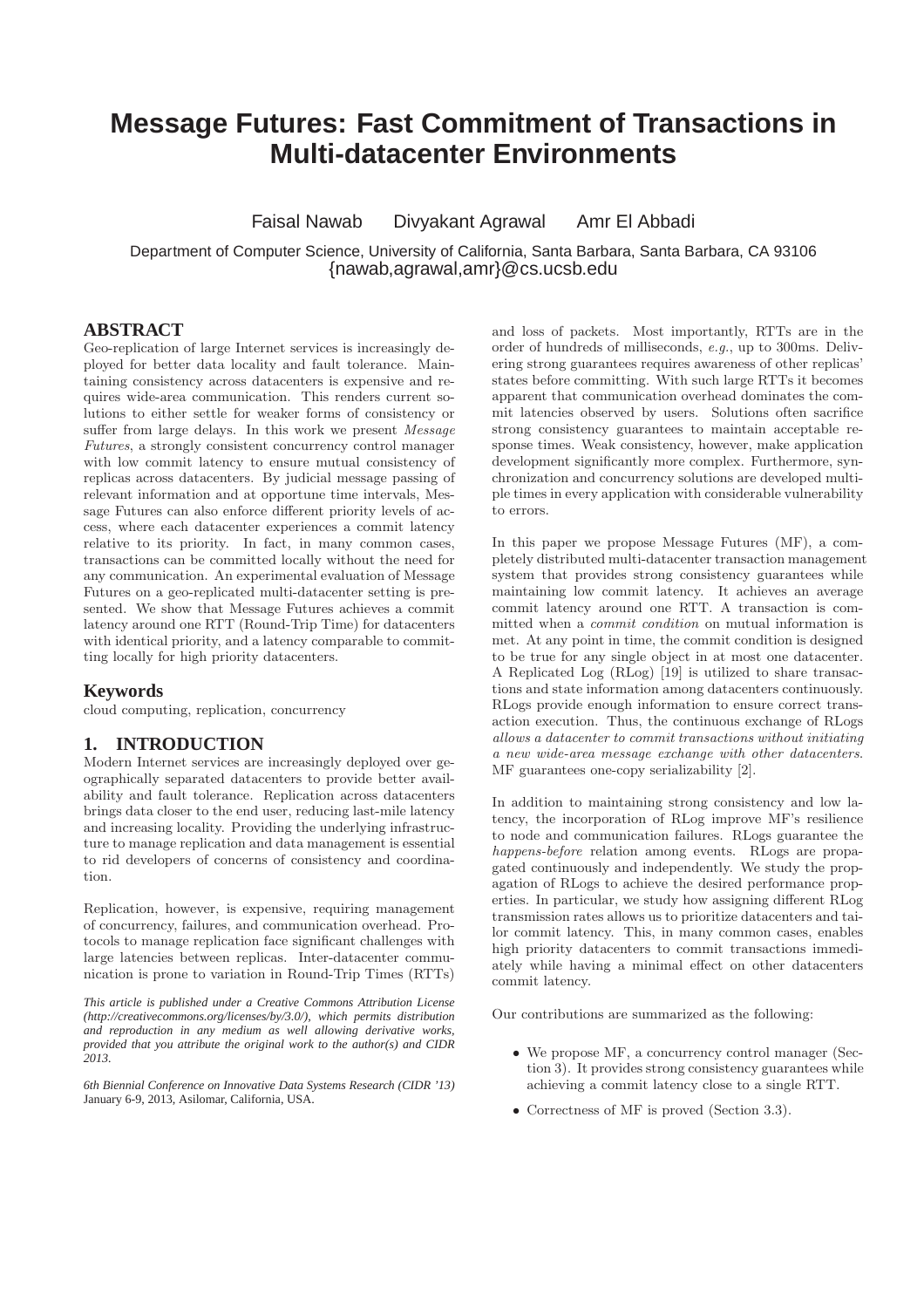# Message Futures: Fast Commitment of Transactions in Multi-datacenter Environments

Faisal Nawab Divyakant Agrawal Amr El Abbadi

Department of Computer Science, University of California, Santa Barbara, Santa Barbara, CA 93106
{nawab,agrawal,amr}@cs.ucsb.edu

## ABSTRACT

Geo-replication of large Internet services is increasingly deployed for better data locality and fault tolerance. Maintaining consistency across datacenters is expensive and requires wide-area communication. This renders current solutions to either settle for weaker forms of consistency or suffer from large delays. In this work we present *Message Futures*, a strongly consistent concurrency control manager with low commit latency to ensure mutual consistency of replicas across datacenters. By judicial message passing of relevant information and at opportune time intervals, Message Futures can also enforce different priority levels of access, where each datacenter experiences a commit latency relative to its priority. In fact, in many common cases, transactions can be committed locally without the need for any communication. An experimental evaluation of Message Futures on a geo-replicated multi-datacenter setting is presented. We show that Message Futures achieves a commit latency around one RTT (Round-Trip Time) for datacenters with identical priority, and a latency comparable to committing locally for high priority datacenters.

## Keywords

cloud computing, replication, concurrency

## 1. INTRODUCTION

Modern Internet services are increasingly deployed over geographically separated datacenters to provide better availability and fault tolerance. Replication across datacenters brings data closer to the end user, reducing last-mile latency and increasing locality. Providing the underlying infrastructure to manage replication and data management is essential to rid developers of concerns of consistency and coordination.

Replication, however, is expensive, requiring management of concurrency, failures, and communication overhead. Protocols to manage replication face significant challenges with large latencies between replicas. Inter-datacenter communication is prone to variation in Round-Trip Times (RTTs) and loss of packets. Most importantly, RTTs are in the order of hundreds of milliseconds, *e.g.*, up to 300ms. Delivering strong guarantees requires awareness of other replicas' states before committing. With such large RTTs it becomes apparent that communication overhead dominates the commit latencies observed by users. Solutions often sacrifice strong consistency guarantees to maintain acceptable response times. Weak consistency, however, make application development significantly more complex. Furthermore, synchronization and concurrency solutions are developed multiple times in every application with considerable vulnerability to errors.

In this paper we propose Message Futures (MF), a completely distributed multi-datacenter transaction management system that provides strong consistency guarantees while maintaining low commit latency. It achieves an average commit latency around one RTT. A transaction is committed when a *commit condition* on mutual information is met. At any point in time, the commit condition is designed to be true for any single object in at most one datacenter. A Replicated Log (RLog) [19] is utilized to share transactions and state information among datacenters continuously. RLogs provide enough information to ensure correct transaction execution. Thus, the continuous exchange of RLogs *allows a datacenter to commit transactions without initiating a new wide-area message exchange with other datacenters*. MF guarantees one-copy serializability [2].

In addition to maintaining strong consistency and low latency, the incorporation of RLog improve MF's resilience to node and communication failures. RLogs guarantee the *happens-before* relation among events. RLogs are propagated continuously and independently. We study the propagation of RLogs to achieve the desired performance properties. In particular, we study how assigning different RLog transmission rates allows us to prioritize datacenters and tailor commit latency. This, in many common cases, enables high priority datacenters to commit transactions immediately while having a minimal effect on other datacenters commit latency.

Our contributions are summarized as the following:

- We propose MF, a concurrency control manager (Section 3). It provides strong consistency guarantees while achieving a commit latency close to a single RTT.
- Correctness of MF is proved (Section 3.3).

*This article is published under a Creative Commons Attribution License (http://creativecommons.org/licenses/by/3.0/), which permits distribution and reproduction in any medium as well allowing derivative works, provided that you attribute the original work to the author(s) and CIDR 2013.*

*6th Biennial Conference on Innovative Data Systems Research (CIDR '13)* January 6-9, 2013, Asilomar, California, USA.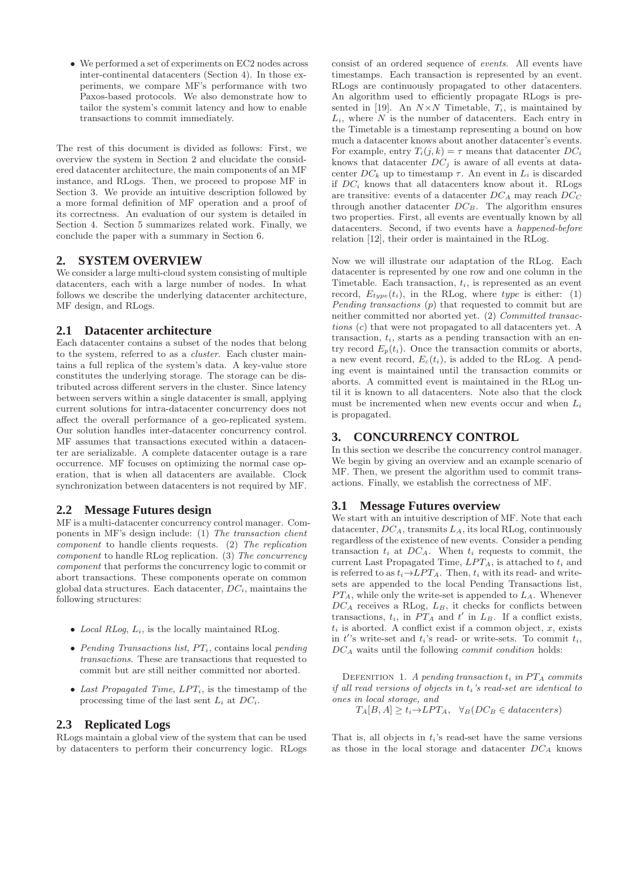- We performed a set of experiments on EC2 nodes across inter-continental datacenters (Section 4). In those experiments, we compare MF's performance with two Paxos-based protocols. We also demonstrate how to tailor the system's commit latency and how to enable transactions to commit immediately.

The rest of this document is divided as follows: First, we overview the system in Section 2 and elucidate the considered datacenter architecture, the main components of an MF instance, and RLogs. Then, we proceed to propose MF in Section 3. We provide an intuitive description followed by a more formal definition of MF operation and a proof of its correctness. An evaluation of our system is detailed in Section 4. Section 5 summarizes related work. Finally, we conclude the paper with a summary in Section 6.

## 2. SYSTEM OVERVIEW

We consider a large multi-cloud system consisting of multiple datacenters, each with a large number of nodes. In what follows we describe the underlying datacenter architecture, MF design, and RLogs.

### 2.1 Datacenter architecture

Each datacenter contains a subset of the nodes that belong to the system, referred to as a *cluster*. Each cluster maintains a full replica of the system's data. A key-value store constitutes the underlying storage. The storage can be distributed across different servers in the cluster. Since latency between servers within a single datacenter is small, applying current solutions for intra-datacenter concurrency does not affect the overall performance of a geo-replicated system. Our solution handles inter-datacenter concurrency control. MF assumes that transactions executed within a datacenter are serializable. A complete datacenter outage is a rare occurrence. MF focuses on optimizing the normal case operation, that is when all datacenters are available. Clock synchronization between datacenters is not required by MF.

### 2.2 Message Futures design

MF is a multi-datacenter concurrency control manager. Components in MF's design include: (1) *The transaction client component* to handle clients requests. (2) *The replication component* to handle RLog replication. (3) *The concurrency component* that performs the concurrency logic to commit or abort transactions. These components operate on common global data structures. Each datacenter, $DC_i$, maintains the following structures:

- *Local RLog*, $L_i$, is the locally maintained RLog.
- *Pending Transactions list*, $PT_i$, contains local *pending transactions*. These are transactions that requested to commit but are still neither committed nor aborted.
- *Last Propagated Time*, $LPT_i$, is the timestamp of the processing time of the last sent $L_i$ at $DC_i$.

### 2.3 Replicated Logs

RLogs maintain a global view of the system that can be used by datacenters to perform their concurrency logic. RLogs consist of an ordered sequence of *events*. All events have timestamps. Each transaction is represented by an event. RLogs are continuously propagated to other datacenters. An algorithm used to efficiently propagate RLogs is presented in [19]. An $N \times N$ Timetable, $T_i$, is maintained by $L_i$, where $N$ is the number of datacenters. Each entry in the Timetable is a timestamp representing a bound on how much a datacenter knows about another datacenter's events. For example, entry $T_i(j,k) = \tau$ means that datacenter $DC_i$ knows that datacenter $DC_j$ is aware of all events at datacenter $DC_k$ up to timestamp $\tau$. An event in $L_i$ is discarded if $DC_i$ knows that all datacenters know about it. RLogs are transitive: events of a datacenter $DC_A$ may reach $DC_C$ through another datacenter $DC_B$. The algorithm ensures two properties. First, all events are eventually known by all datacenters. Second, if two events have a *happened-before* relation [12], their order is maintained in the RLog.

Now we will illustrate our adaptation of the RLog. Each datacenter is represented by one row and one column in the Timetable. Each transaction, $t_i$, is represented as an event record, $E_{type}(t_i)$, in the RLog, where *type* is either: (1) *Pending transactions* ($p$) that requested to commit but are neither committed nor aborted yet. (2) *Committed transactions* ($c$) that were not propagated to all datacenters yet. A transaction, $t_i$, starts as a pending transaction with an entry record $E_p(t_i)$. Once the transaction commits or aborts, a new event record, $E_c(t_i)$, is added to the RLog. A pending event is maintained until the transaction commits or aborts. A committed event is maintained in the RLog until it is known to all datacenters. Note also that the clock must be incremented when new events occur and when $L_i$ is propagated.

## 3. CONCURRENCY CONTROL

In this section we describe the concurrency control manager. We begin by giving an overview and an example scenario of MF. Then, we present the algorithm used to commit transactions. Finally, we establish the correctness of MF.

### 3.1 Message Futures overview

We start with an intuitive description of MF. Note that each datacenter, $DC_A$, transmits $L_A$, its local RLog, continuously regardless of the existence of new events. Consider a pending transaction $t_i$ at $DC_A$. When $t_i$ requests to commit, the current Last Propagated Time, $LPT_A$, is attached to $t_i$ and is referred to as $t_i \rightarrow LPT_A$. Then, $t_i$ with its read- and write-sets are appended to the local Pending Transactions list, $PT_A$, while only the write-set is appended to $L_A$. Whenever $DC_A$ receives a RLog, $L_B$, it checks for conflicts between transactions, $t_i$, in $PT_A$ and $t'$ in $L_B$. If a conflict exists, $t_i$ is aborted. A conflict exist if a common object, $x$, exists in $t'$'s write-set and $t_i$'s read- or write-sets. To commit $t_i$, $DC_A$ waits until the following *commit condition* holds:

Defenition 1. *A pending transaction $t_i$ in $PT_A$ commits if all read versions of objects in $t_i$'s read-set are identical to ones in local storage, and*

$$T_A[B, A] \geq t_i \rightarrow LPT_A, \quad \forall_B (DC_B \in datacenters)$$

That is, all objects in $t_i$'s read-set have the same versions as those in the local storage and datacenter $DC_A$ knows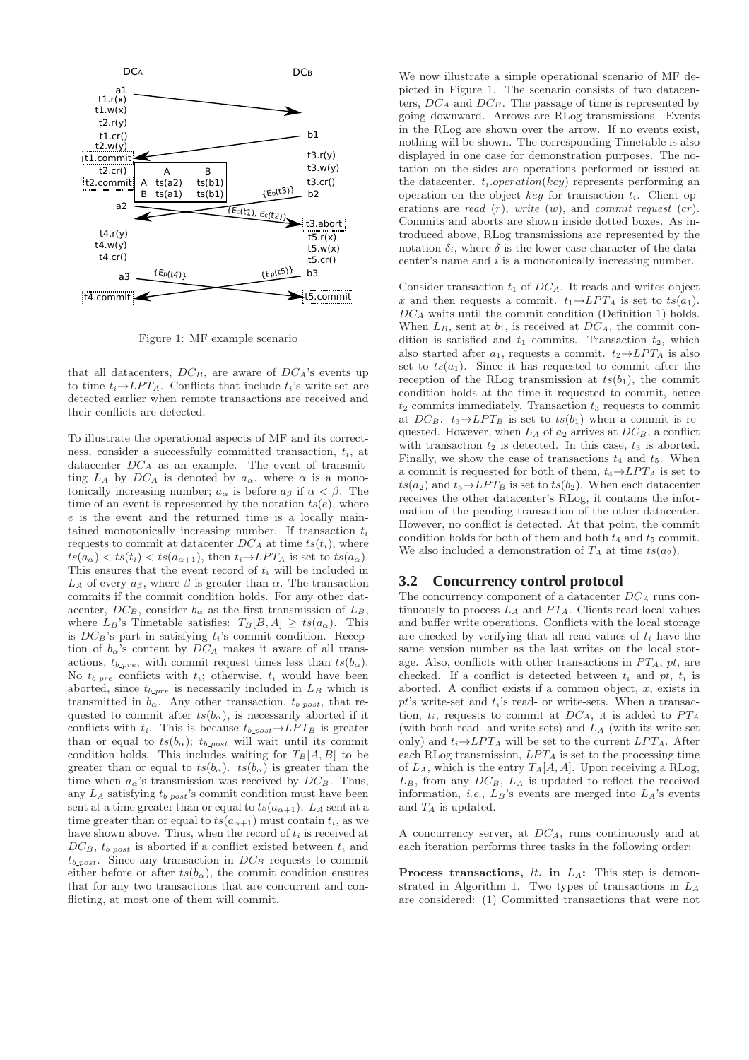Figure 1: MF example scenario

that all datacenters, $DC_B$, are aware of $DC_A$'s events up to time $t_i \rightarrow LPT_A$. Conflicts that include $t_i$'s write-set are detected earlier when remote transactions are received and their conflicts are detected.

To illustrate the operational aspects of MF and its correctness, consider a successfully committed transaction, $t_i$, at datacenter $DC_A$ as an example. The event of transmitting $L_A$ by $DC_A$ is denoted by $a_\alpha$, where $\alpha$ is a monotonically increasing number; $a_\alpha$ is before $a_\beta$ if $\alpha < \beta$. The time of an event is represented by the notation $ts(e)$, where $e$ is the event and the returned time is a locally maintained monotonically increasing number. If transaction $t_i$ requests to commit at datacenter $DC_A$ at time $ts(t_i)$, where $ts(a_\alpha) < ts(t_i) < ts(a_{\alpha+1})$, then $t_i \rightarrow LPT_A$ is set to $ts(a_\alpha)$. This ensures that the event record of $t_i$ will be included in $L_A$ of every $a_\beta$, where $\beta$ is greater than $\alpha$. The transaction commits if the commit condition holds. For any other datacenter, $DC_B$, consider $b_\alpha$ as the first transmission of $L_B$, where $L_B$'s Timetable satisfies: $T_B[B, A] \geq ts(a_\alpha)$. This is $DC_B$'s part in satisfying $t_i$'s commit condition. Reception of the $b_\alpha$'s content by $DC_A$ makes it aware of all transactions, $t_{b\_pre}$, with commit request times less than $ts(b_\alpha)$. No $t_{b\_pre}$ conflicts with $t_i$; otherwise, $t_i$ would have been aborted, since $t_{b\_pre}$ is necessarily included in $L_B$ which is transmitted in $b_\alpha$. Any other transaction, $t_{b\_post}$, that requested to commit after $ts(b_\alpha)$, is necessarily aborted if it conflicts with $t_i$. This is because $t_{b\_post} \rightarrow LPT_B$ is greater than or equal to $ts(b_\alpha)$; $t_{b\_post}$ will wait until its commit condition holds. This includes waiting for $T_B[A, B]$ to be greater than or equal to $ts(b_\alpha)$. $ts(b_\alpha)$ is greater than the time when $a_\alpha$'s transmission was received by $DC_B$. Thus, any $L_A$ satisfying $t_{b\_post}$'s commit condition must have been sent at a time greater than or equal to $ts(a_{\alpha+1})$. $L_A$ sent at a time greater than or equal to $ts(a_{\alpha+1})$ must contain $t_i$, as we have shown above. Thus, when the record of $t_i$ is received at $DC_B$, $t_{b\_post}$ is aborted if a conflict existed between $t_i$ and $t_{b\_post}$. Since any transaction in $DC_B$ requests to commit either before or after $ts(b_\alpha)$, the commit condition ensures that for any two transactions that are concurrent and conflicting, at most one of them will commit.

We now illustrate a simple operational scenario of MF depicted in Figure 1. The scenario consists of two datacenters, $DC_A$ and $DC_B$. The passage of time is represented by going downward. Arrows are RLog transmissions. Events in the RLog are shown over the arrow. If no events exist, nothing will be shown. The corresponding Timetable is also displayed in one case for demonstration purposes. The notation on the sides are operations performed or issued at the datacenter. $t_i.operation(key)$ represents performing an operation on the object $key$ for transaction $t_i$. Client operations are *read* ($r$), *write* ($w$), and *commit request* ($cr$). Commits and aborts are shown inside dotted boxes. As introduced above, RLog transmissions are represented by the notation $\delta_i$, where $\delta$ is the lower case character of the datacenter's name and $i$ is a monotonically increasing number.

Consider transaction $t_1$ of $DC_A$. It reads and writes object $x$ and then requests a commit. $t_1 \rightarrow LPT_A$ is set to $ts(a_1)$. $DC_A$ waits until the commit condition (Definition 1) holds. When $L_B$, sent at $b_1$, is received at $DC_A$, the commit condition is satisfied and $t_1$ commits. Transaction $t_2$, which also started after $a_1$, requests a commit. $t_2 \rightarrow LPT_A$ is also set to $ts(a_1)$. Since it has requested to commit after the reception of the RLog transmission at $ts(b_1)$, the commit condition holds at the time it requested to commit, hence $t_2$ commits immediately. Transaction $t_3$ requests to commit at $DC_B$. $t_3 \rightarrow LPT_B$ is set to $ts(b_1)$ when a commit is requested. However, when $L_A$ of $a_2$ arrives at $DC_B$, a conflict with transaction $t_2$ is detected. In this case, $t_3$ is aborted. Finally, we show the case of transactions $t_4$ and $t_5$. When a commit is requested for both of them, $t_4 \rightarrow LPT_A$ is set to $ts(a_2)$ and $t_5 \rightarrow LPT_B$ is set to $ts(b_2)$. When each datacenter receives the other datacenter's RLog, it contains the information of the pending transaction of the other datacenter. However, no conflict is detected. At that point, the commit condition holds for both of them and both $t_4$ and $t_5$ commit. We also included a demonstration of $T_A$ at time $ts(a_2)$.

## 3.2 Concurrency control protocol

The concurrency component of a datacenter $DC_A$ runs continuously to process $L_A$ and $PT_A$. Clients read local values and buffer write operations. Conflicts with the local storage are checked by verifying that all read values of $t_i$ have the same version number as the last writes on the local storage. Also, conflicts with other transactions in $PT_A$, $pt$, are checked. If a conflict is detected between $t_i$ and $pt$, $t_i$ is aborted. A conflict exists if a common object, $x$, exists in $pt$'s write-set and $t_i$'s read- or write-sets. When a transaction, $t_i$, requests to commit at $DC_A$, it is added to $PT_A$ (with both read- and write-sets) and $L_A$ (with its write-set only) and $t_i \rightarrow LPT_A$ will be set to the current $LPT_A$. After each RLog transmission, $LPT_A$ is set to the processing time of $L_A$, which is the entry $T_A[A, A]$. Upon receiving a RLog, $L_B$, from any $DC_B$, $L_A$ is updated to reflect the received information, *i.e.*, $L_B$'s events are merged into $L_A$'s events and $T_A$ is updated.

A concurrency server, at $DC_A$, runs continuously and at each iteration performs three tasks in the following order:

**Process transactions, $lt$, in $L_A$:** This step is demonstrated in Algorithm 1. Two types of transactions in $L_A$ are considered: (1) Committed transactions that were not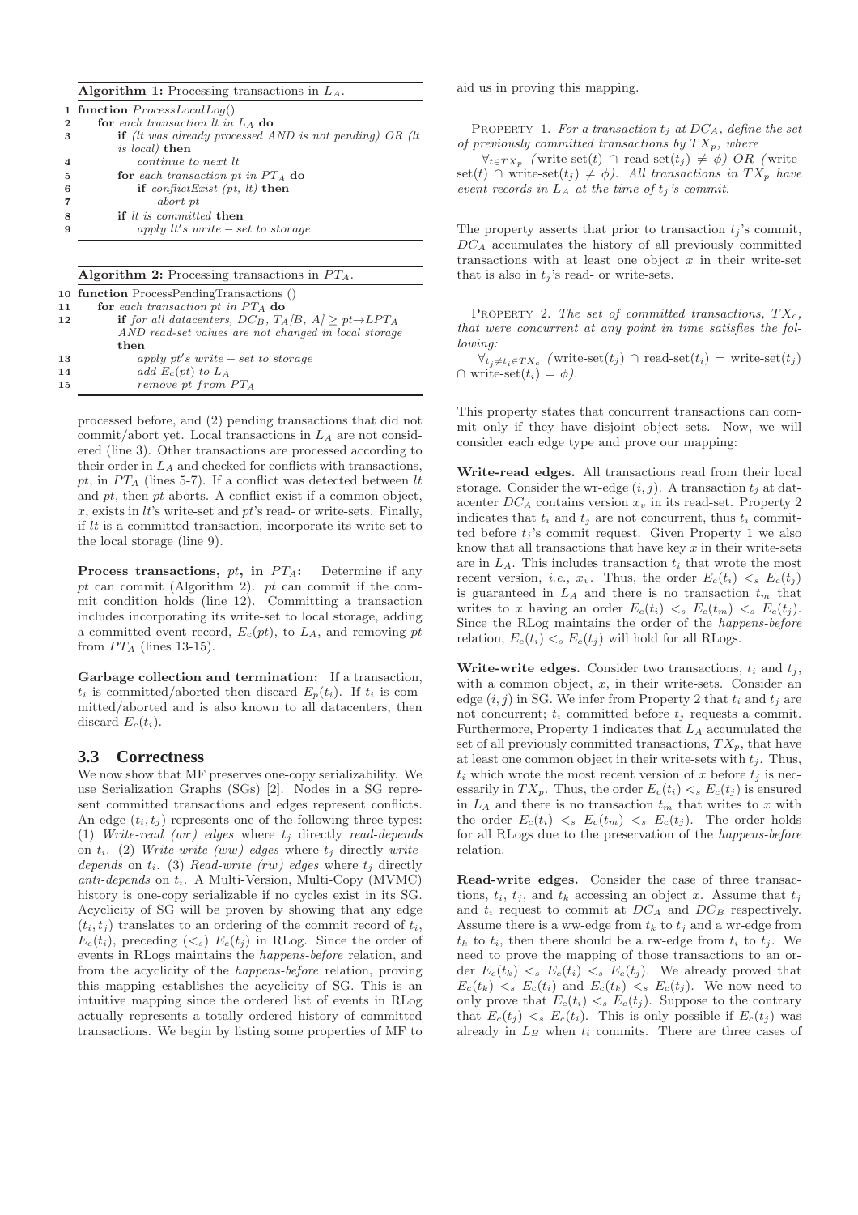**Algorithm 1:** Processing transactions in $L_A$.

```
1  function ProcessLocalLog()
2      for each transaction lt in L_A do
3          if (lt was already processed AND is not pending) OR (lt
           is local) then
4              continue to next lt
5          for each transaction pt in PT_A do
6              if conflictExist (pt, lt) then
7                  abort pt
8          if lt is committed then
9              apply lt's write − set to storage
```

**Algorithm 2:** Processing transactions in $PT_A$.

```
10 function ProcessPendingTransactions ()
11     for each transaction pt in PT_A do
12         if for all datacenters, DC_B, T_A[B, A] ≥ pt→LPT_A
           AND read-set values are not changed in local storage
           then
13             apply pt's write − set to storage
14             add E_c(pt) to L_A
15             remove pt from PT_A
```

processed before, and (2) pending transactions that did not commit/abort yet. Local transactions in $L_A$ are not considered (line 3). Other transactions are processed according to their order in $L_A$ and checked for conflicts with transactions, $pt$, in $PT_A$ (lines 5-7). If a conflict was detected between $lt$ and $pt$, then $pt$ aborts. A conflict exist if a common object, $x$, exists in $lt$'s write-set and $pt$'s read- or write-sets. Finally, if $lt$ is a committed transaction, incorporate its write-set to the local storage (line 9).

**Process transactions, $pt$, in $PT_A$:** Determine if any $pt$ can commit (Algorithm 2). $pt$ can commit if the commit condition holds (line 12). Committing a transaction includes incorporating its write-set to local storage, adding a committed event record, $E_c(pt)$, to $L_A$, and removing $pt$ from $PT_A$ (lines 13-15).

**Garbage collection and termination:** If a transaction, $t_i$ is committed/aborted then discard $E_p(t_i)$. If $t_i$ is committed/aborted and is also known to all datacenters, then discard $E_c(t_i)$.

### 3.3 Correctness

We now show that MF preserves one-copy serializability. We use Serialization Graphs (SGs) [2]. Nodes in a SG represent committed transactions and edges represent conflicts. An edge $(t_i, t_j)$ represents one of the following three types: (1) *Write-read (wr) edges* where $t_j$ directly *read-depends* on $t_i$. (2) *Write-write (ww) edges* where $t_j$ directly *write-depends* on $t_i$. (3) *Read-write (rw) edges* where $t_j$ directly *anti-depends* on $t_i$. A Multi-Version, Multi-Copy (MVMC) history is one-copy serializable if no cycles exist in its SG. Acyclicity of SG will be proven by showing that any edge $(t_i, t_j)$ translates to an ordering of the commit record of $t_i$, $E_c(t_i)$, preceding ($<_s$) $E_c(t_j)$ in RLog. Since the order of events in RLogs maintains the *happens-before* relation, and from the acyclicity of the *happens-before* relation, proving this mapping establishes the acyclicity of SG. This is an intuitive mapping since the ordered list of events in RLog actually represents a totally ordered history of committed transactions. We begin by listing some properties of MF to aid us in proving this mapping.

Property 1. *For a transaction $t_j$ at $DC_A$, define the set of previously committed transactions by $TX_p$, where $\forall_{t \in TX_p}$ (write-set($t$) $\cap$ read-set($t_j$) $\neq \phi$) OR (write-set($t$) $\cap$ write-set($t_j$) $\neq \phi$). All transactions in $TX_p$ have event records in $L_A$ at the time of $t_j$'s commit.*

The property asserts that prior to transaction $t_j$'s commit, $DC_A$ accumulates the history of all previously committed transactions with at least one object $x$ in their write-set that is also in $t_j$'s read- or write-sets.

Property 2. *The set of committed transactions, $TX_c$, that were concurrent at any point in time satisfies the following:*
*$\forall_{t_j \neq t_i \in TX_c}$ (write-set($t_j$) $\cap$ read-set($t_i$) = write-set($t_j$) $\cap$ write-set($t_i$) = $\phi$).*

This property states that concurrent transactions can commit only if they have disjoint object sets. Now, we will consider each edge type and prove our mapping:

**Write-read edges.** All transactions read from their local storage. Consider the wr-edge $(i, j)$. A transaction $t_j$ at datacenter $DC_A$ contains version $x_v$ in its read-set. Property 2 indicates that $t_i$ and $t_j$ are not concurrent, thus $t_i$ committed before $t_j$'s commit request. Given Property 1 we also know that all transactions that have key $x$ in their write-sets are in $L_A$. This includes transaction $t_i$ that wrote the most recent version, *i.e.*, $x_v$. Thus, the order $E_c(t_i) <_s E_c(t_j)$ is guaranteed in $L_A$ and there is no transaction $t_m$ that writes to $x$ having an order $E_c(t_i) <_s E_c(t_m) <_s E_c(t_j)$. Since the RLog maintains the order of the *happens-before* relation, $E_c(t_i) <_s E_c(t_j)$ will hold for all RLogs.

**Write-write edges.** Consider two transactions, $t_i$ and $t_j$, with a common object, $x$, in their write-sets. Consider an edge $(i, j)$ in SG. We infer from Property 2 that $t_i$ and $t_j$ are not concurrent; $t_i$ committed before $t_j$ requests a commit. Furthermore, Property 1 indicates that $L_A$ accumulated the set of all previously committed transactions, $TX_p$, that have at least one common object in their write-sets with $t_j$. Thus, $t_i$ which wrote the most recent version of $x$ before $t_j$ is necessarily in $TX_p$. Thus, the order $E_c(t_i) <_s E_c(t_j)$ is ensured in $L_A$ and there is no transaction $t_m$ that writes to $x$ with the order $E_c(t_i) <_s E_c(t_m) <_s E_c(t_j)$. The order holds for all RLogs due to the preservation of the *happens-before* relation.

**Read-write edges.** Consider the case of three transactions, $t_i$, $t_j$, and $t_k$ accessing an object $x$. Assume that $t_j$ and $t_i$ request to commit at $DC_A$ and $DC_B$ respectively. Assume there is a ww-edge from $t_k$ to $t_j$ and a wr-edge from $t_k$ to $t_i$, then there should be a rw-edge from $t_i$ to $t_j$. We need to prove the mapping of those transactions to an order $E_c(t_k) <_s E_c(t_i) <_s E_c(t_j)$. We already proved that $E_c(t_k) <_s E_c(t_i)$ and $E_c(t_k) <_s E_c(t_j)$. We now need to only prove that $E_c(t_i) <_s E_c(t_j)$. Suppose to the contrary that $E_c(t_j) <_s E_c(t_i)$. This is only possible if $E_c(t_j)$ was already in $L_B$ when $t_i$ commits. There are three cases of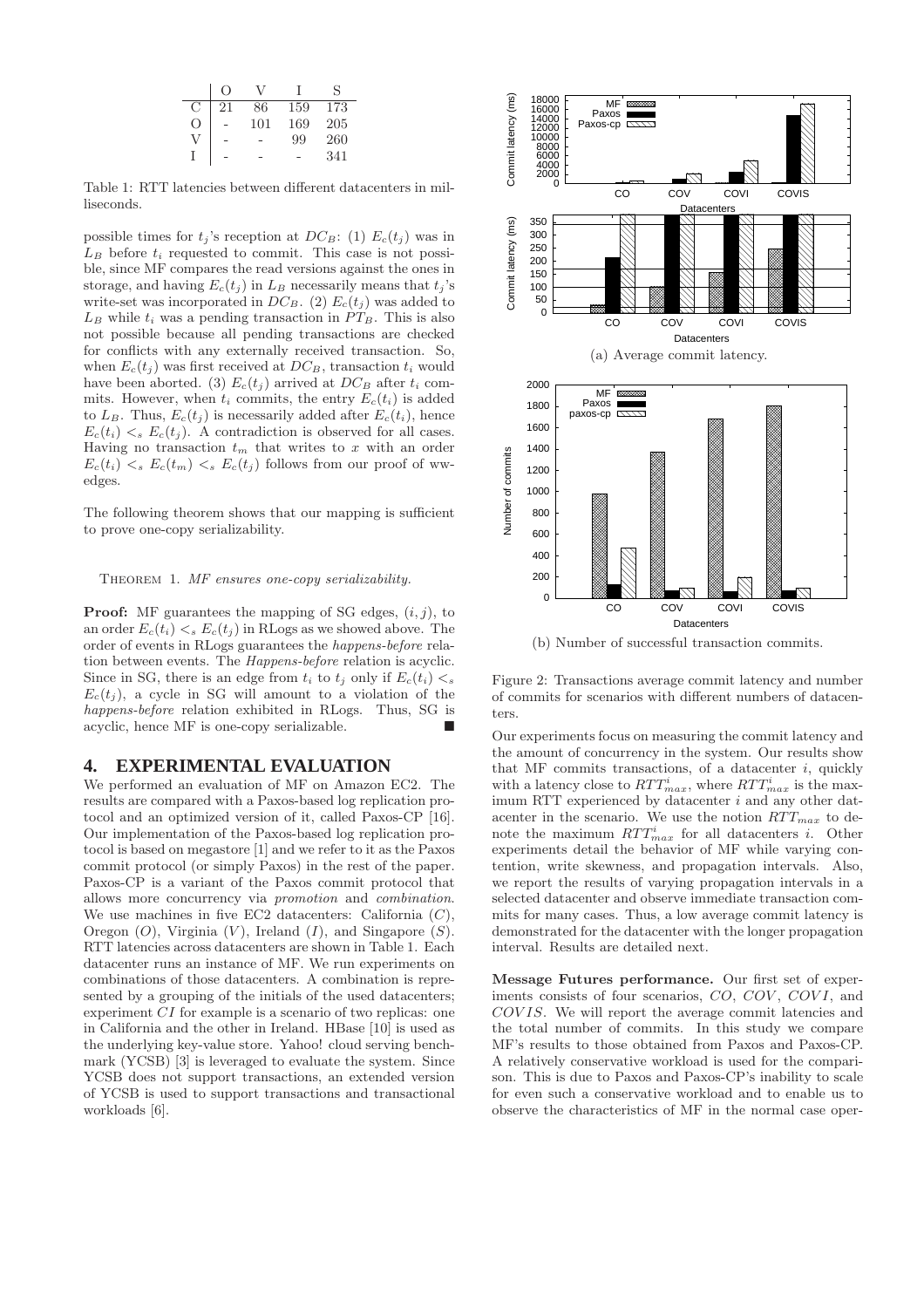|   | O | V | I | S |
|---|---|---|---|---|
| C | 21 | 86 | 159 | 173 |
| O | - | 101 | 169 | 205 |
| V | - | - | 99 | 260 |
| I | - | - | - | 341 |

Table 1: RTT latencies between different datacenters in milliseconds.

possible times for $t_j$'s reception at $DC_B$: (1) $E_c(t_j)$ was in $L_B$ before $t_i$ requested to commit. This case is not possible, since MF compares the read versions against the ones in storage, and having $E_c(t_j)$ in $L_B$ necessarily means that $t_j$'s write-set was incorporated in $DC_B$. (2) $E_c(t_j)$ was added to $L_B$ while $t_i$ was a pending transaction in $PT_B$. This is also not possible because all pending transactions are checked for conflicts with any externally received transaction. So, when $E_c(t_j)$ was first received at $DC_B$, transaction $t_i$ would have been aborted. (3) $E_c(t_j)$ arrived at $DC_B$ after $t_i$ commits. However, when $t_i$ commits, the entry $E_c(t_i)$ is added to $L_B$. Thus, $E_c(t_j)$ is necessarily added after $E_c(t_i)$, hence $E_c(t_i) <_s E_c(t_j)$. A contradiction is observed for all cases. Having no transaction $t_m$ that writes to $x$ with an order $E_c(t_i) <_s E_c(t_m) <_s E_c(t_j)$ follows from our proof of ww-edges.

The following theorem shows that our mapping is sufficient to prove one-copy serializability.

Theorem 1. *MF ensures one-copy serializability.*

**Proof:** MF guarantees the mapping of SG edges, $(i, j)$, to an order $E_c(t_i) <_s E_c(t_j)$ in RLogs as we showed above. The order of events in RLogs guarantees the *happens-before* relation between events. The *Happens-before* relation is acyclic. Since in SG, there is an edge from $t_i$ to $t_j$ only if $E_c(t_i) <_s E_c(t_j)$, a cycle in SG will amount to a violation of the *happens-before* relation exhibited in RLogs. Thus, SG is acyclic, hence MF is one-copy serializable. ■

## 4. EXPERIMENTAL EVALUATION

We performed an evaluation of MF on Amazon EC2. The results are compared with a Paxos-based log replication protocol and an optimized version of it, called Paxos-CP [16]. Our implementation of the Paxos-based log replication protocol is based on megastore [1] and we refer to it as the Paxos commit protocol (or simply Paxos) in the rest of the paper. Paxos-CP is a variant of the Paxos commit protocol that allows more concurrency via *promotion* and *combination*. We use machines in five EC2 datacenters: California ($C$), Oregon ($O$), Virginia ($V$), Ireland ($I$), and Singapore ($S$). RTT latencies across datacenters are shown in Table 1. Each datacenter runs an instance of MF. We run experiments on combinations of those datacenters. A combination is represented by a grouping of the initials of the used datacenters; experiment $CI$ for example is a scenario of two replicas: one in California and the other in Ireland. HBase [10] is used as the underlying key-value store. Yahoo! cloud serving benchmark (YCSB) [3] is leveraged to evaluate the system. Since YCSB does not support transactions, an extended version of YCSB is used to support transactions and transactional workloads [6].

(a) Average commit latency.

(b) Number of successful transaction commits.

Figure 2: Transactions average commit latency and number of commits for scenarios with different numbers of datacenters.

Our experiments focus on measuring the commit latency and the amount of concurrency in the system. Our results show that MF commits transactions, of a datacenter $i$, quickly with a latency close to $RTT^i_{max}$, where $RTT^i_{max}$ is the maximum RTT experienced by datacenter $i$ and any other datacenter in the scenario. We use the notion $RTT_{max}$ to denote the maximum $RTT^i_{max}$ for all datacenters $i$. Other experiments detail the behavior of MF while varying contention, write skewness, and propagation intervals. Also, we report the results of varying propagation intervals in a selected datacenter and observe immediate transaction commits for many cases. Thus, a low average commit latency is demonstrated for the datacenter with the longer propagation interval. Results are detailed next.

**Message Futures performance.** Our first set of experiments consists of four scenarios, $CO$, $COV$, $COVI$, and $COVIS$. We will report the average commit latencies and the total number of commits. In this study we compare MF's results to those obtained from Paxos and Paxos-CP. A relatively conservative workload is used for the comparison. This is due to Paxos and Paxos-CP's inability to scale for even such a conservative workload and to enable us to observe the characteristics of MF in the normal case oper-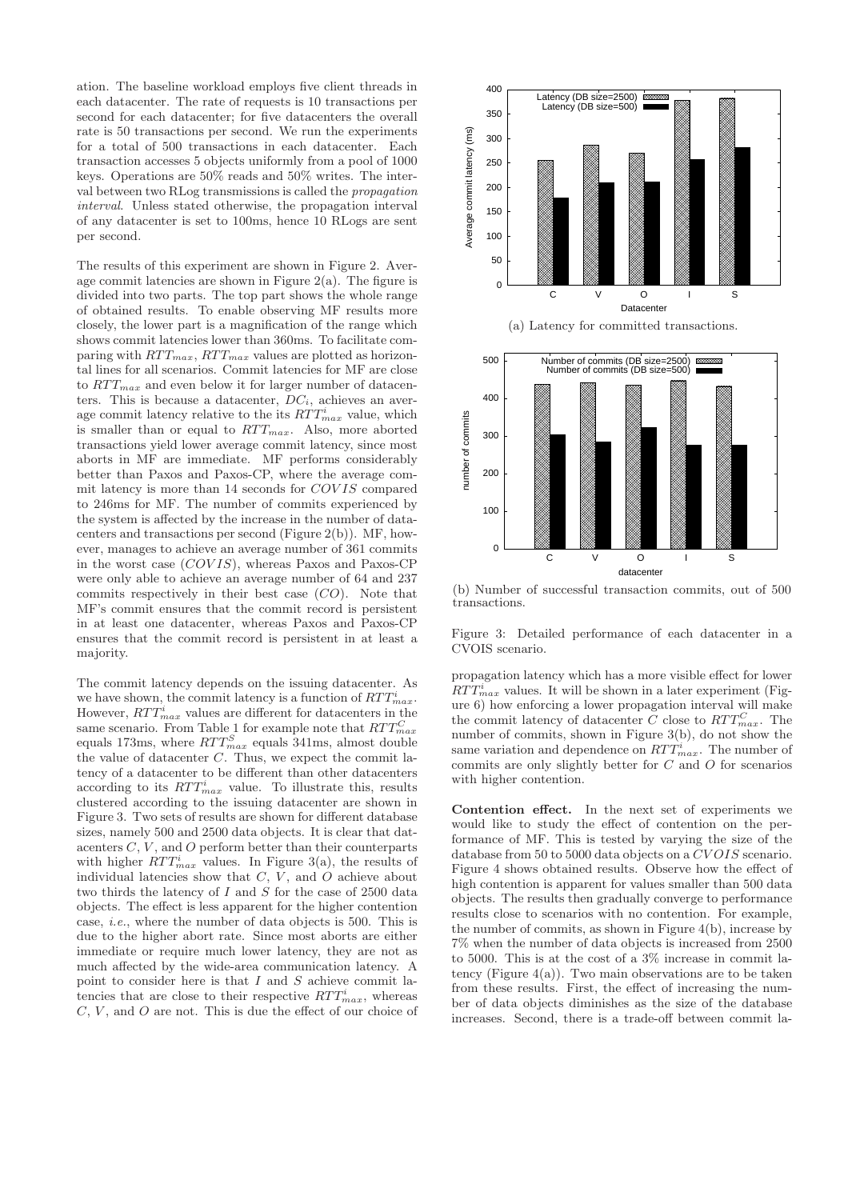ation. The baseline workload employs five client threads in each datacenter. The rate of requests is 10 transactions per second for each datacenter; for five datacenters the overall rate is 50 transactions per second. We run the experiments for a total of 500 transactions in each datacenter. Each transaction accesses 5 objects uniformly from a pool of 1000 keys. Operations are 50% reads and 50% writes. The interval between two RLog transmissions is called the *propagation interval*. Unless stated otherwise, the propagation interval of any datacenter is set to 100ms, hence 10 RLogs are sent per second.

The results of this experiment are shown in Figure 2. Average commit latencies are shown in Figure 2(a). The figure is divided into two parts. The top part shows the whole range of obtained results. To enable observing MF results more closely, the lower part is a magnification of the range which shows commit latencies lower than 360ms. To facilitate comparing with $RTT_{max}$, $RTT_{max}$ values are plotted as horizontal lines for all scenarios. Commit latencies for MF are close to $RTT_{max}$ and even below it for larger number of datacenters. This is because a datacenter, $DC_i$, achieves an average commit latency relative to the its $RTT^i_{max}$ value, which is smaller than or equal to $RTT_{max}$. Also, more aborted transactions yield lower average commit latency, since most aborts in MF are immediate. MF performs considerably better than Paxos and Paxos-CP, where the average commit latency is more than 14 seconds for $COVIS$ compared to 246ms for MF. The number of commits experienced by the system is affected by the increase in the number of datacenters and transactions per second (Figure 2(b)). MF, however, manages to achieve an average number of 361 commits in the worst case ($COVIS$), whereas Paxos and Paxos-CP were only able to achieve an average number of 64 and 237 commits respectively in their best case ($CO$). Note that MF's commit ensures that the commit record is persistent in at least one datacenter, whereas Paxos and Paxos-CP ensures that the commit record is persistent in at least a majority.

The commit latency depends on the issuing datacenter. As we have shown, the commit latency is a function of $RTT^i_{max}$. However, $RTT^i_{max}$ values are different for datacenters in the same scenario. From Table 1 for example note that $RTT^C_{max}$ equals 173ms, where $RTT^S_{max}$ equals 341ms, almost double the value of datacenter $C$. Thus, we expect the commit latency of a datacenter to be different than other datacenters according to its $RTT^i_{max}$ value. To illustrate this, results clustered according to the issuing datacenter are shown in Figure 3. Two sets of results are shown for different database sizes, namely 500 and 2500 data objects. It is clear that datacenters $C$, $V$, and $O$ perform better than their counterparts with higher $RTT^i_{max}$ values. In Figure 3(a), the results of individual latencies show that $C$, $V$, and $O$ achieve about two thirds the latency of $I$ and $S$ for the case of 2500 data objects. The effect is less apparent for the higher contention case, *i.e.*, where the number of data objects is 500. This is due to the higher abort rate. Since most aborts are either immediate or require much lower latency, they are not as much affected by the wide-area communication latency. A point to consider here is that $I$ and $S$ achieve commit latencies that are close to their respective $RTT^i_{max}$, whereas $C$, $V$, and $O$ are not. This is due the effect of our choice of

(a) Latency for committed transactions.

(b) Number of successful transaction commits, out of 500 transactions.

Figure 3: Detailed performance of each datacenter in a CVOIS scenario.

propagation latency which has a more visible effect for lower $RTT^i_{max}$ values. It will be shown in a later experiment (Figure 6) how enforcing a lower propagation interval will make the commit latency of datacenter $C$ close to $RTT^C_{max}$. The number of commits, shown in Figure 3(b), do not show the same variation and dependence on $RTT^i_{max}$. The number of commits are only slightly better for $C$ and $O$ for scenarios with higher contention.

**Contention effect.** In the next set of experiments we would like to study the effect of contention on the performance of MF. This is tested by varying the size of the database from 50 to 5000 data objects on a $CVOIS$ scenario. Figure 4 shows obtained results. Observe how the effect of high contention is apparent for values smaller than 500 data objects. The results then gradually converge to performance results close to scenarios with no contention. For example, the number of commits, as shown in Figure 4(b), increase by 7% when the number of data objects is increased from 2500 to 5000. This is at the cost of a 3% increase in commit latency (Figure 4(a)). Two main observations are to be taken from these results. First, the effect of increasing the number of data objects diminishes as the size of the database increases. Second, there is a trade-off between commit la-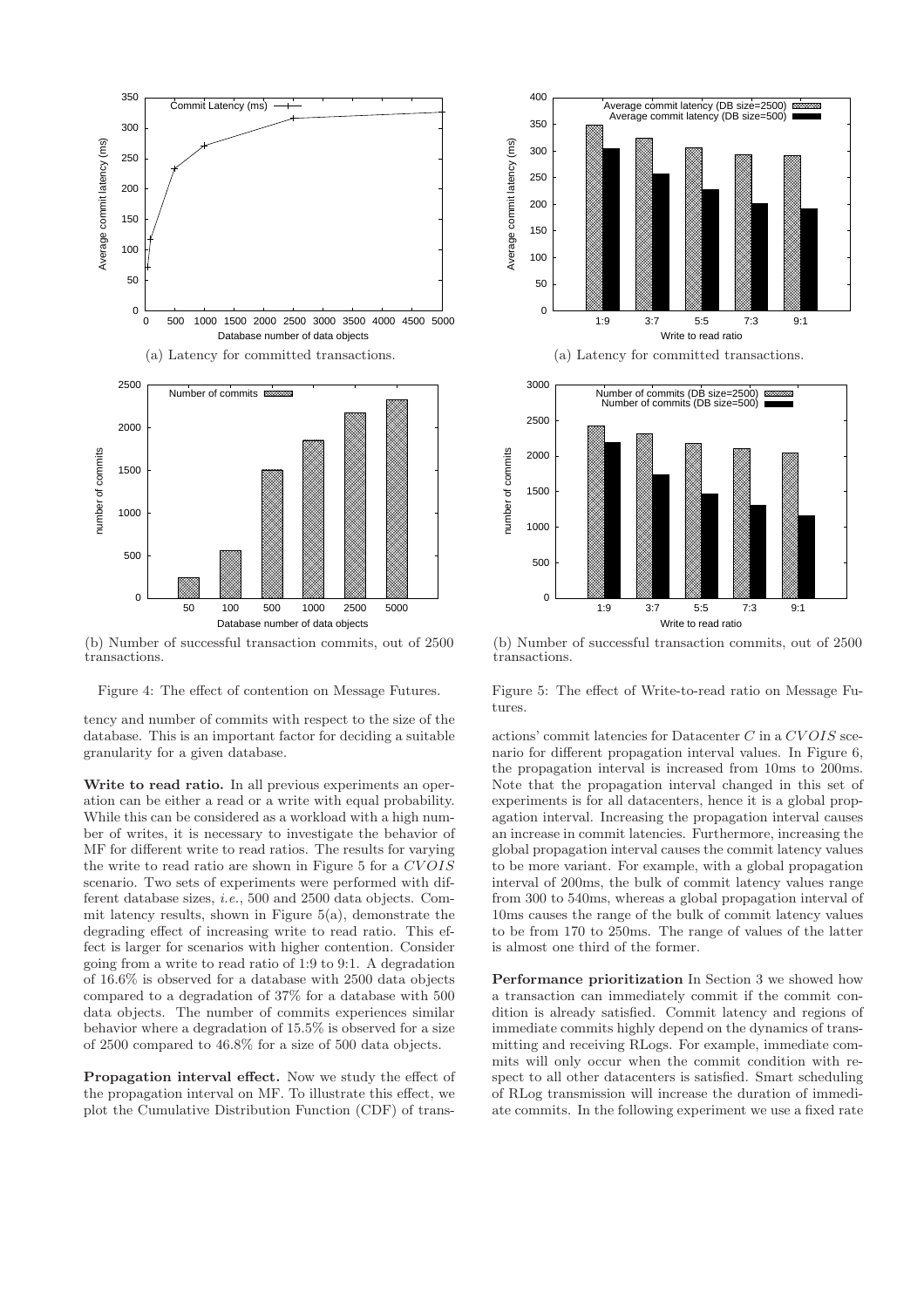(a) Latency for committed transactions.

(b) Number of successful transaction commits, out of 2500 transactions.

Figure 4: The effect of contention on Message Futures.

tency and number of commits with respect to the size of the database. This is an important factor for deciding a suitable granularity for a given database.

**Write to read ratio.** In all previous experiments an operation can be either a read or a write with equal probability. While this can be considered as a workload with a high number of writes, it is necessary to investigate the behavior of MF for different write to read ratios. The results for varying the write to read ratio are shown in Figure 5 for a *CVOIS* scenario. Two sets of experiments were performed with different database sizes, *i.e.*, 500 and 2500 data objects. Commit latency results, shown in Figure 5(a), demonstrate the degrading effect of increasing write to read ratio. This effect is larger for scenarios with higher contention. Consider going from a write to read ratio of 1:9 to 9:1. A degradation of 16.6% is observed for a database with 2500 data objects compared to a degradation of 37% for a database with 500 data objects. The number of commits experiences similar behavior where a degradation of 15.5% is observed for a size of 2500 compared to 46.8% for a size of 500 data objects.

**Propagation interval effect.** Now we study the effect of the propagation interval on MF. To illustrate this effect, we plot the Cumulative Distribution Function (CDF) of transactions' commit latencies for Datacenter $C$ in a *CVOIS* scenario for different propagation interval values. In Figure 6, the propagation interval is increased from 10ms to 200ms. Note that the propagation interval changed in this set of experiments is for all datacenters, hence it is a global propagation interval. Increasing the propagation interval causes an increase in commit latencies. Furthermore, increasing the global propagation interval causes the commit latency values to be more variant. For example, with a global propagation interval of 200ms, the bulk of commit latency values range from 300 to 540ms, whereas a global propagation interval of 10ms causes the range of the bulk of commit latency values to be from 170 to 250ms. The range of values of the latter is almost one third of the former.

(a) Latency for committed transactions.

(b) Number of successful transaction commits, out of 2500 transactions.

Figure 5: The effect of Write-to-read ratio on Message Futures.

**Performance prioritization** In Section 3 we showed how a transaction can immediately commit if the commit condition is already satisfied. Commit latency and regions of immediate commits highly depend on the dynamics of transmitting and receiving RLogs. For example, immediate commits will only occur when the commit condition with respect to all other datacenters is satisfied. Smart scheduling of RLog transmission will increase the duration of immediate commits. In the following experiment we use a fixed rate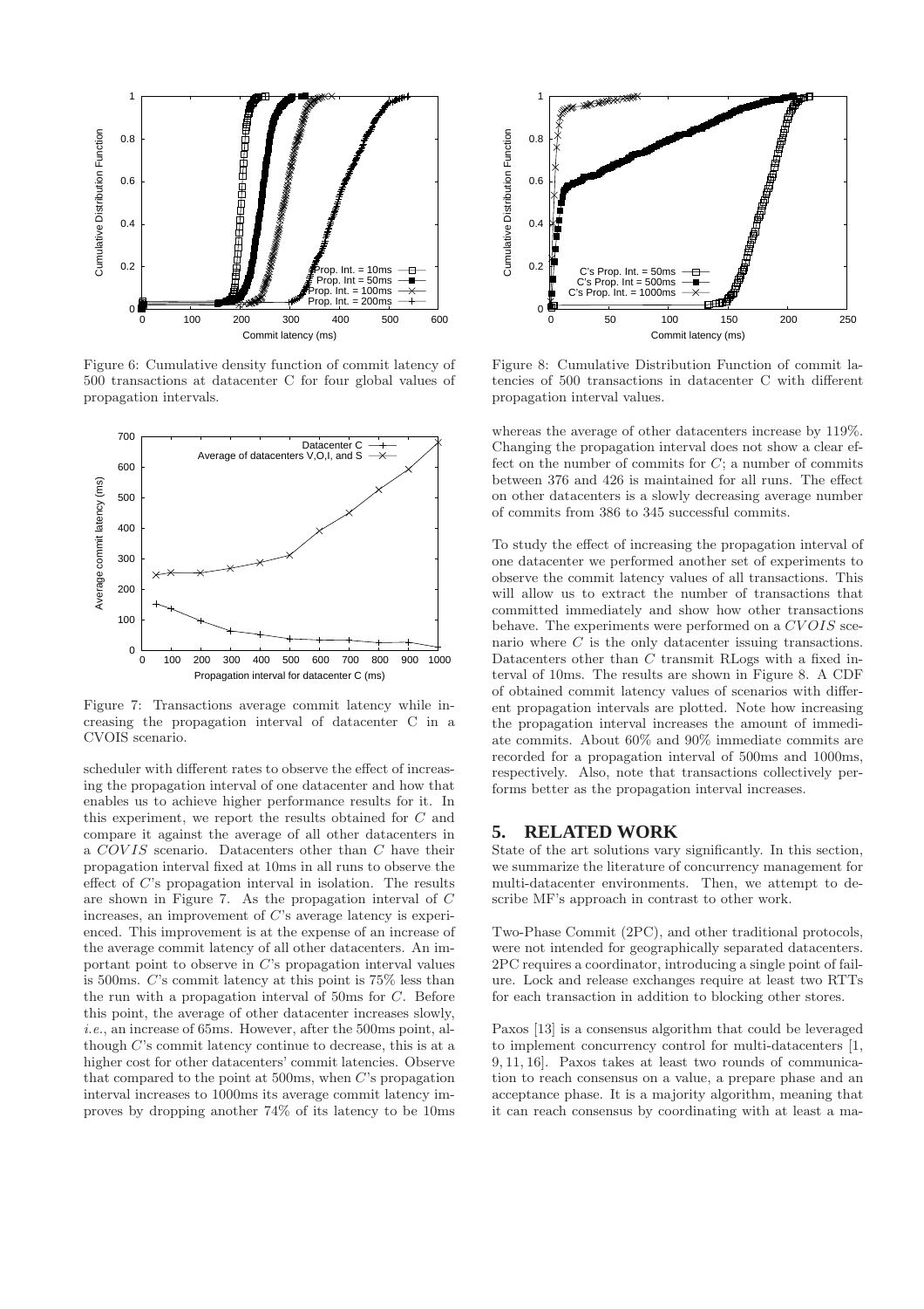Figure 6: Cumulative density function of commit latency of 500 transactions at datacenter C for four global values of propagation intervals.

Figure 7: Transactions average commit latency while increasing the propagation interval of datacenter C in a CVOIS scenario.

scheduler with different rates to observe the effect of increasing the propagation interval of one datacenter and how that enables us to achieve higher performance results for it. In this experiment, we report the results obtained for $C$ and compare it against the average of all other datacenters in a $COVIS$ scenario. Datacenters other than $C$ have their propagation interval fixed at 10ms in all runs to observe the effect of $C$'s propagation interval in isolation. The results are shown in Figure 7. As the propagation interval of $C$ increases, an improvement of $C$'s average latency is experienced. This improvement is at the expense of an increase of the average commit latency of all other datacenters. An important point to observe in $C$'s propagation interval values is 500ms. $C$'s commit latency at this point is 75% less than the run with a propagation interval of 50ms for $C$. Before this point, the average of other datacenter increases slowly, *i.e.*, an increase of 65ms. However, after the 500ms point, although $C$'s commit latency continue to decrease, this is at a higher cost for other datacenters' commit latencies. Observe that compared to the point at 500ms, when $C$'s propagation interval increases to 1000ms its average commit latency improves by dropping another 74% of its latency to be 10ms whereas the average of other datacenters increase by 119%. Changing the propagation interval does not show a clear effect on the number of commits for $C$; a number of commits between 376 and 426 is maintained for all runs. The effect on other datacenters is a slowly decreasing average number of commits from 386 to 345 successful commits.

Figure 8: Cumulative Distribution Function of commit latencies of 500 transactions in datacenter C with different propagation interval values.

To study the effect of increasing the propagation interval of one datacenter we performed another set of experiments to observe the commit latency values of all transactions. This will allow us to extract the number of transactions that committed immediately and show how other transactions behave. The experiments were performed on a $CVOIS$ scenario where $C$ is the only datacenter issuing transactions. Datacenters other than $C$ transmit RLogs with a fixed interval of 10ms. The results are shown in Figure 8. A CDF of obtained commit latency values of scenarios with different propagation intervals are plotted. Note how increasing the propagation interval increases the amount of immediate commits. About 60% and 90% immediate commits are recorded for a propagation interval of 500ms and 1000ms, respectively. Also, note that transactions collectively performs better as the propagation interval increases.

## 5. RELATED WORK

State of the art solutions vary significantly. In this section, we summarize the literature of concurrency management for multi-datacenter environments. Then, we attempt to describe MF's approach in contrast to other work.

Two-Phase Commit (2PC), and other traditional protocols, were not intended for geographically separated datacenters. 2PC requires a coordinator, introducing a single point of failure. Lock and release exchanges require at least two RTTs for each transaction in addition to blocking other stores.

Paxos [13] is a consensus algorithm that could be leveraged to implement concurrency control for multi-datacenters [1, 9, 11, 16]. Paxos takes at least two rounds of communication to reach consensus on a value, a prepare phase and an acceptance phase. It is a majority algorithm, meaning that it can reach consensus by coordinating with at least a ma-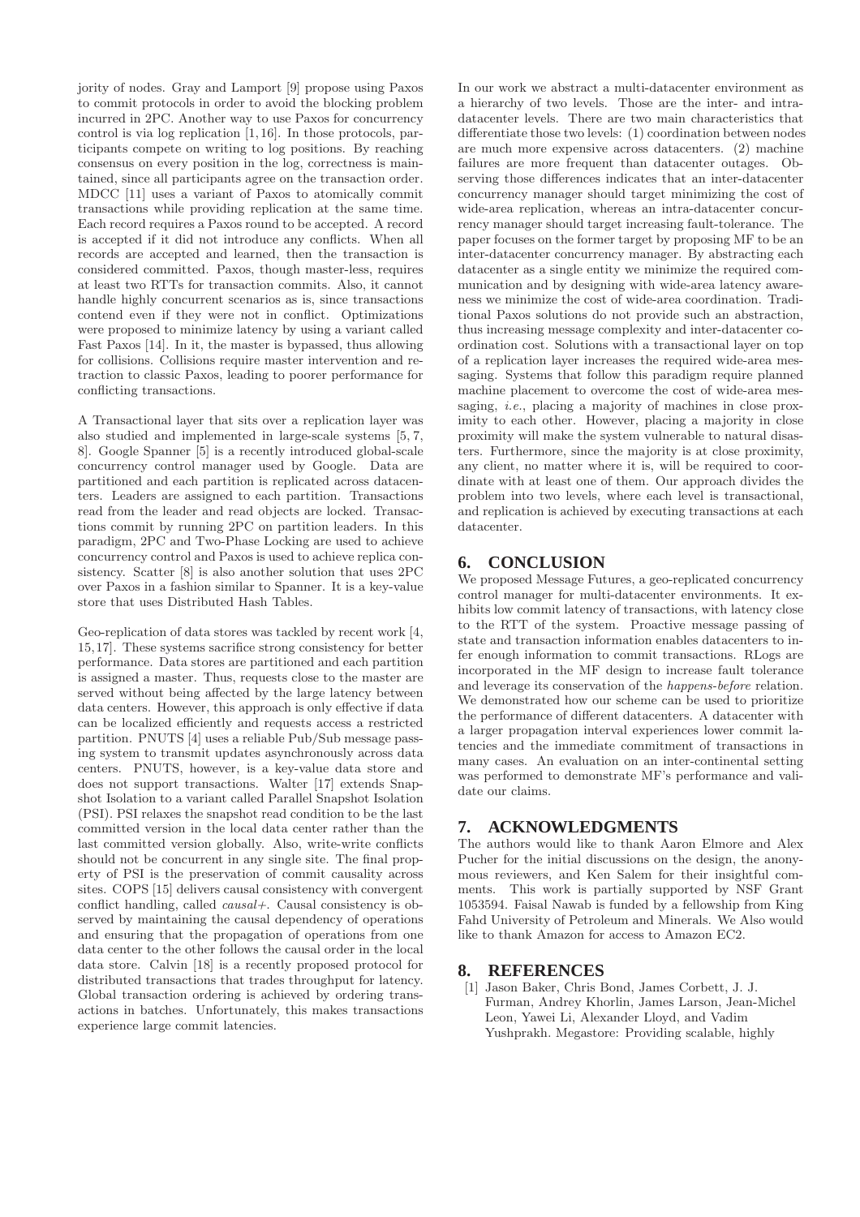jority of nodes. Gray and Lamport [9] propose using Paxos to commit protocols in order to avoid the blocking problem incurred in 2PC. Another way to use Paxos for concurrency control is via log replication [1, 16]. In those protocols, participants compete on writing to log positions. By reaching consensus on every position in the log, correctness is maintained, since all participants agree on the transaction order. MDCC [11] uses a variant of Paxos to atomically commit transactions while providing replication at the same time. Each record requires a Paxos round to be accepted. A record is accepted if it did not introduce any conflicts. When all records are accepted and learned, then the transaction is considered committed. Paxos, though master-less, requires at least two RTTs for transaction commits. Also, it cannot handle highly concurrent scenarios as is, since transactions contend even if they were not in conflict. Optimizations were proposed to minimize latency by using a variant called Fast Paxos [14]. In it, the master is bypassed, thus allowing for collisions. Collisions require master intervention and retraction to classic Paxos, leading to poorer performance for conflicting transactions.

A Transactional layer that sits over a replication layer was also studied and implemented in large-scale systems [5, 7, 8]. Google Spanner [5] is a recently introduced global-scale concurrency control manager used by Google. Data are partitioned and each partition is replicated across datacenters. Leaders are assigned to each partition. Transactions read from the leader and read objects are locked. Transactions commit by running 2PC on partition leaders. In this paradigm, 2PC and Two-Phase Locking are used to achieve concurrency control and Paxos is used to achieve replica consistency. Scatter [8] is also another solution that uses 2PC over Paxos in a fashion similar to Spanner. It is a key-value store that uses Distributed Hash Tables.

Geo-replication of data stores was tackled by recent work [4, 15, 17]. These systems sacrifice strong consistency for better performance. Data stores are partitioned and each partition is assigned a master. Thus, requests close to the master are served without being affected by the large latency between data centers. However, this approach is only effective if data can be localized efficiently and requests access a restricted partition. PNUTS [4] uses a reliable Pub/Sub message passing system to transmit updates asynchronously across data centers. PNUTS, however, is a key-value data store and does not support transactions. Walter [17] extends Snapshot Isolation to a variant called Parallel Snapshot Isolation (PSI). PSI relaxes the snapshot read condition to be the last committed version in the local data center rather than the last committed version globally. Also, write-write conflicts should not be concurrent in any single site. The final property of PSI is the preservation of commit causality across sites. COPS [15] delivers causal consistency with convergent conflict handling, called *causal+*. Causal consistency is observed by maintaining the causal dependency of operations and ensuring that the propagation of operations from one data center to the other follows the causal order in the local data store. Calvin [18] is a recently proposed protocol for distributed transactions that trades throughput for latency. Global transaction ordering is achieved by ordering transactions in batches. Unfortunately, this makes transactions experience large commit latencies.

In our work we abstract a multi-datacenter environment as a hierarchy of two levels. Those are the inter- and intra-datacenter levels. There are two main characteristics that differentiate those two levels: (1) coordination between nodes are much more expensive across datacenters. (2) machine failures are more frequent than datacenter outages. Observing those differences indicates that an inter-datacenter concurrency manager should target minimizing the cost of wide-area replication, whereas an intra-datacenter concurrency manager should target increasing fault-tolerance. The paper focuses on the former target by proposing MF to be an inter-datacenter concurrency manager. By abstracting each datacenter as a single entity we minimize the required communication and by designing with wide-area latency awareness we minimize the cost of wide-area coordination. Traditional Paxos solutions do not provide such an abstraction, thus increasing message complexity and inter-datacenter coordination cost. Solutions with a transactional layer on top of a replication layer increases the required wide-area messaging. Systems that follow this paradigm require planned machine placement to overcome the cost of wide-area messaging, *i.e.*, placing a majority of machines in close proximity to each other. However, placing a majority in close proximity will make the system vulnerable to natural disasters. Furthermore, since the majority is at close proximity, any client, no matter where it is, will be required to coordinate with at least one of them. Our approach divides the problem into two levels, where each level is transactional, and replication is achieved by executing transactions at each datacenter.

## 6. CONCLUSION

We proposed Message Futures, a geo-replicated concurrency control manager for multi-datacenter environments. It exhibits low commit latency of transactions, with latency close to the RTT of the system. Proactive message passing of state and transaction information enables datacenters to infer enough information to commit transactions. RLogs are incorporated in the MF design to increase fault tolerance and leverage its conservation of the *happens-before* relation. We demonstrated how our scheme can be used to prioritize the performance of different datacenters. A datacenter with a larger propagation interval experiences lower commit latencies and the immediate commitment of transactions in many cases. An evaluation on an inter-continental setting was performed to demonstrate MF's performance and validate our claims.

## 7. ACKNOWLEDGMENTS

The authors would like to thank Aaron Elmore and Alex Pucher for the initial discussions on the design, the anonymous reviewers, and Ken Salem for their insightful comments. This work is partially supported by NSF Grant 1053594. Faisal Nawab is funded by a fellowship from King Fahd University of Petroleum and Minerals. We Also would like to thank Amazon for access to Amazon EC2.

## 8. REFERENCES

[1] Jason Baker, Chris Bond, James Corbett, J. J. Furman, Andrey Khorlin, James Larson, Jean-Michel Leon, Yawei Li, Alexander Lloyd, and Vadim Yushprakh. Megastore: Providing scalable, highly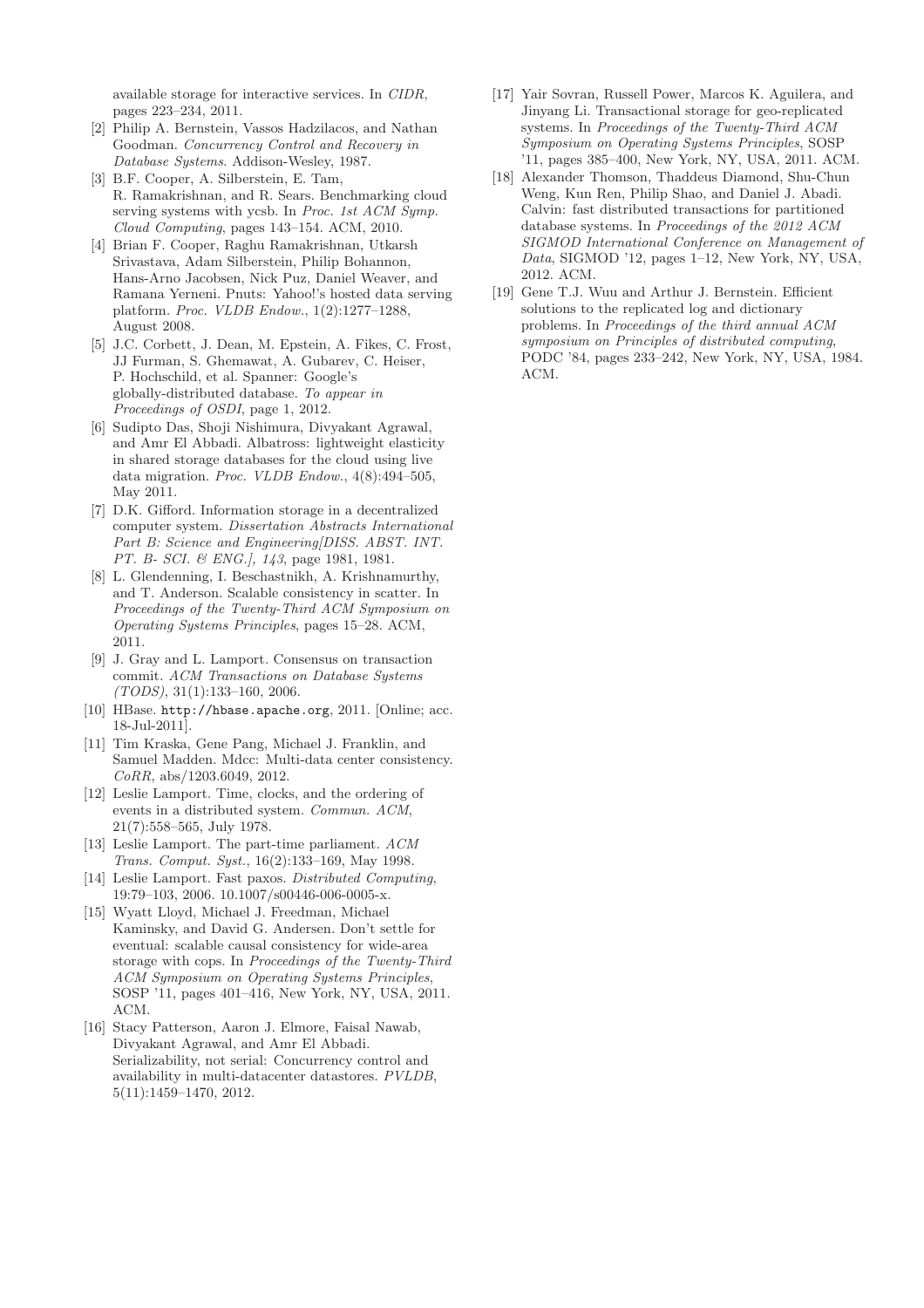available storage for interactive services. In *CIDR*, pages 223–234, 2011.

[2] Philip A. Bernstein, Vassos Hadzilacos, and Nathan Goodman. *Concurrency Control and Recovery in Database Systems*. Addison-Wesley, 1987.

[3] B.F. Cooper, A. Silberstein, E. Tam, R. Ramakrishnan, and R. Sears. Benchmarking cloud serving systems with ycsb. In *Proc. 1st ACM Symp. Cloud Computing*, pages 143–154. ACM, 2010.

[4] Brian F. Cooper, Raghu Ramakrishnan, Utkarsh Srivastava, Adam Silberstein, Philip Bohannon, Hans-Arno Jacobsen, Nick Puz, Daniel Weaver, and Ramana Yerneni. Pnuts: Yahoo!'s hosted data serving platform. *Proc. VLDB Endow.*, 1(2):1277–1288, August 2008.

[5] J.C. Corbett, J. Dean, M. Epstein, A. Fikes, C. Frost, JJ Furman, S. Ghemawat, A. Gubarev, C. Heiser, P. Hochschild, et al. Spanner: Google's globally-distributed database. *To appear in Proceedings of OSDI*, page 1, 2012.

[6] Sudipto Das, Shoji Nishimura, Divyakant Agrawal, and Amr El Abbadi. Albatross: lightweight elasticity in shared storage databases for the cloud using live data migration. *Proc. VLDB Endow.*, 4(8):494–505, May 2011.

[7] D.K. Gifford. Information storage in a decentralized computer system. *Dissertation Abstracts International Part B: Science and Engineering[DISS. ABST. INT. PT. B- SCI. & ENG.], 143*, page 1981, 1981.

[8] L. Glendenning, I. Beschastnikh, A. Krishnamurthy, and T. Anderson. Scalable consistency in scatter. In *Proceedings of the Twenty-Third ACM Symposium on Operating Systems Principles*, pages 15–28. ACM, 2011.

[9] J. Gray and L. Lamport. Consensus on transaction commit. *ACM Transactions on Database Systems (TODS)*, 31(1):133–160, 2006.

[10] HBase. http://hbase.apache.org, 2011. [Online; acc. 18-Jul-2011].

[11] Tim Kraska, Gene Pang, Michael J. Franklin, and Samuel Madden. Mdcc: Multi-data center consistency. *CoRR*, abs/1203.6049, 2012.

[12] Leslie Lamport. Time, clocks, and the ordering of events in a distributed system. *Commun. ACM*, 21(7):558–565, July 1978.

[13] Leslie Lamport. The part-time parliament. *ACM Trans. Comput. Syst.*, 16(2):133–169, May 1998.

[14] Leslie Lamport. Fast paxos. *Distributed Computing*, 19:79–103, 2006. 10.1007/s00446-006-0005-x.

[15] Wyatt Lloyd, Michael J. Freedman, Michael Kaminsky, and David G. Andersen. Don't settle for eventual: scalable causal consistency for wide-area storage with cops. In *Proceedings of the Twenty-Third ACM Symposium on Operating Systems Principles*, SOSP '11, pages 401–416, New York, NY, USA, 2011. ACM.

[16] Stacy Patterson, Aaron J. Elmore, Faisal Nawab, Divyakant Agrawal, and Amr El Abbadi. Serializability, not serial: Concurrency control and availability in multi-datacenter datastores. *PVLDB*, 5(11):1459–1470, 2012.

[17] Yair Sovran, Russell Power, Marcos K. Aguilera, and Jinyang Li. Transactional storage for geo-replicated systems. In *Proceedings of the Twenty-Third ACM Symposium on Operating Systems Principles*, SOSP '11, pages 385–400, New York, NY, USA, 2011. ACM.

[18] Alexander Thomson, Thaddeus Diamond, Shu-Chun Weng, Kun Ren, Philip Shao, and Daniel J. Abadi. Calvin: fast distributed transactions for partitioned database systems. In *Proceedings of the 2012 ACM SIGMOD International Conference on Management of Data*, SIGMOD '12, pages 1–12, New York, NY, USA, 2012. ACM.

[19] Gene T.J. Wuu and Arthur J. Bernstein. Efficient solutions to the replicated log and dictionary problems. In *Proceedings of the third annual ACM symposium on Principles of distributed computing*, PODC '84, pages 233–242, New York, NY, USA, 1984. ACM.